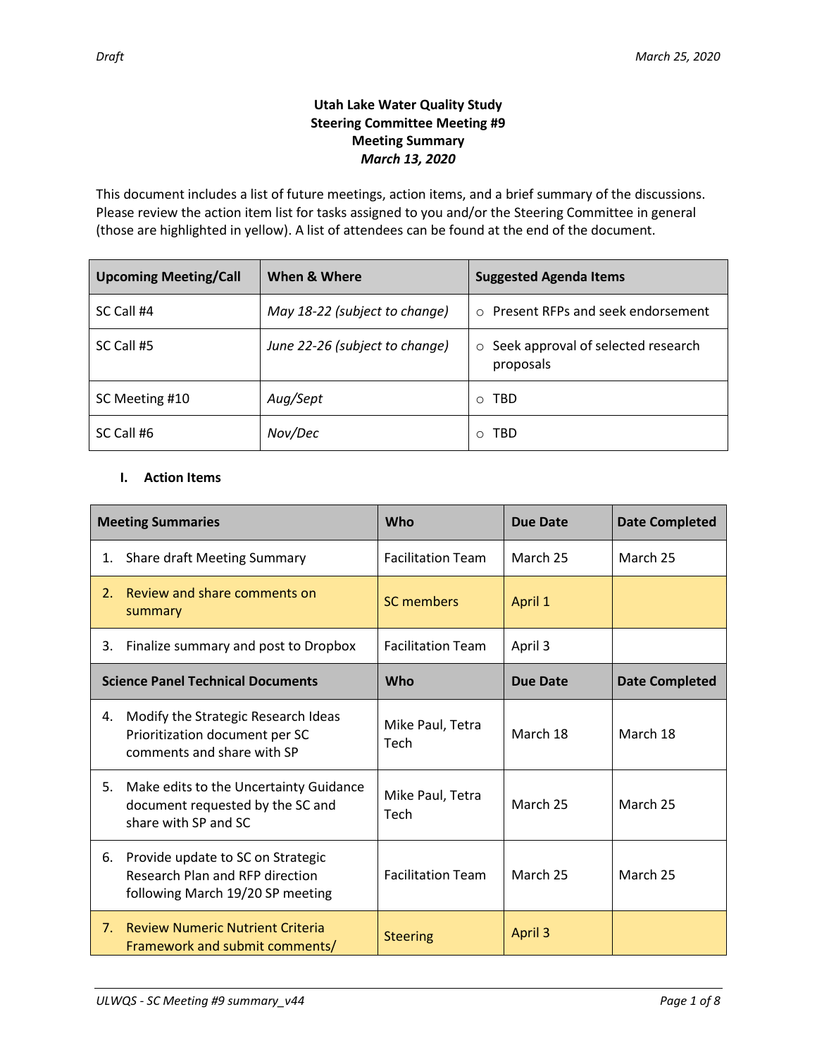*Draft*

*March 25, 2020*

**Utah Lake Water Quality Study**
**Steering Committee Meeting #9**
**Meeting Summary**
***March 13, 2020***

This document includes a list of future meetings, action items, and a brief summary of the discussions. Please review the action item list for tasks assigned to you and/or the Steering Committee in general (those are highlighted in yellow). A list of attendees can be found at the end of the document.

| Upcoming Meeting/Call | When & Where | Suggested Agenda Items |
|---|---|---|
| SC Call #4 | *May 18-22 (subject to change)* | ○ Present RFPs and seek endorsement |
| SC Call #5 | *June 22-26 (subject to change)* | ○ Seek approval of selected research proposals |
| SC Meeting #10 | *Aug/Sept* | ○ TBD |
| SC Call #6 | *Nov/Dec* | ○ TBD |

## I. Action Items

| Meeting Summaries | Who | Due Date | Date Completed |
|---|---|---|---|
| 1. Share draft Meeting Summary | Facilitation Team | March 25 | March 25 |
| 2. Review and share comments on summary | SC members | April 1 | |
| 3. Finalize summary and post to Dropbox | Facilitation Team | April 3 | |
| **Science Panel Technical Documents** | **Who** | **Due Date** | **Date Completed** |
| 4. Modify the Strategic Research Ideas Prioritization document per SC comments and share with SP | Mike Paul, Tetra Tech | March 18 | March 18 |
| 5. Make edits to the Uncertainty Guidance document requested by the SC and share with SP and SC | Mike Paul, Tetra Tech | March 25 | March 25 |
| 6. Provide update to SC on Strategic Research Plan and RFP direction following March 19/20 SP meeting | Facilitation Team | March 25 | March 25 |
| 7. Review Numeric Nutrient Criteria Framework and submit comments/ | Steering | April 3 | |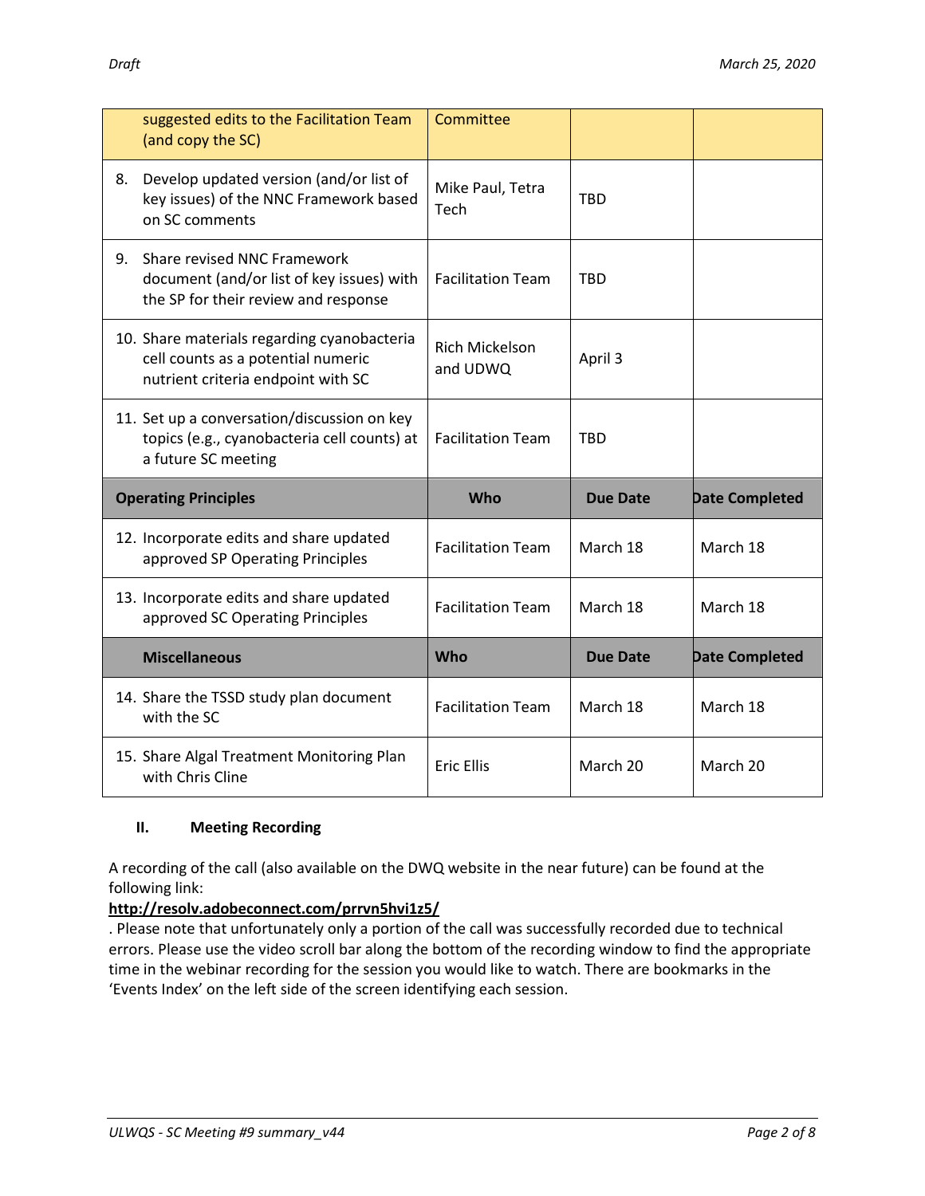| | | | |
|---|---|---|---|
| suggested edits to the Facilitation Team (and copy the SC) | Committee | | |
| 8. Develop updated version (and/or list of key issues) of the NNC Framework based on SC comments | Mike Paul, Tetra Tech | TBD | |
| 9. Share revised NNC Framework document (and/or list of key issues) with the SP for their review and response | Facilitation Team | TBD | |
| 10. Share materials regarding cyanobacteria cell counts as a potential numeric nutrient criteria endpoint with SC | Rich Mickelson and UDWQ | April 3 | |
| 11. Set up a conversation/discussion on key topics (e.g., cyanobacteria cell counts) at a future SC meeting | Facilitation Team | TBD | |
| **Operating Principles** | **Who** | **Due Date** | **Date Completed** |
| 12. Incorporate edits and share updated approved SP Operating Principles | Facilitation Team | March 18 | March 18 |
| 13. Incorporate edits and share updated approved SC Operating Principles | Facilitation Team | March 18 | March 18 |
| **Miscellaneous** | **Who** | **Due Date** | **Date Completed** |
| 14. Share the TSSD study plan document with the SC | Facilitation Team | March 18 | March 18 |
| 15. Share Algal Treatment Monitoring Plan with Chris Cline | Eric Ellis | March 20 | March 20 |

## II. Meeting Recording

A recording of the call (also available on the DWQ website in the near future) can be found at the following link:
**http://resolv.adobeconnect.com/prrvn5hvi1z5/**
. Please note that unfortunately only a portion of the call was successfully recorded due to technical errors. Please use the video scroll bar along the bottom of the recording window to find the appropriate time in the webinar recording for the session you would like to watch. There are bookmarks in the 'Events Index' on the left side of the screen identifying each session.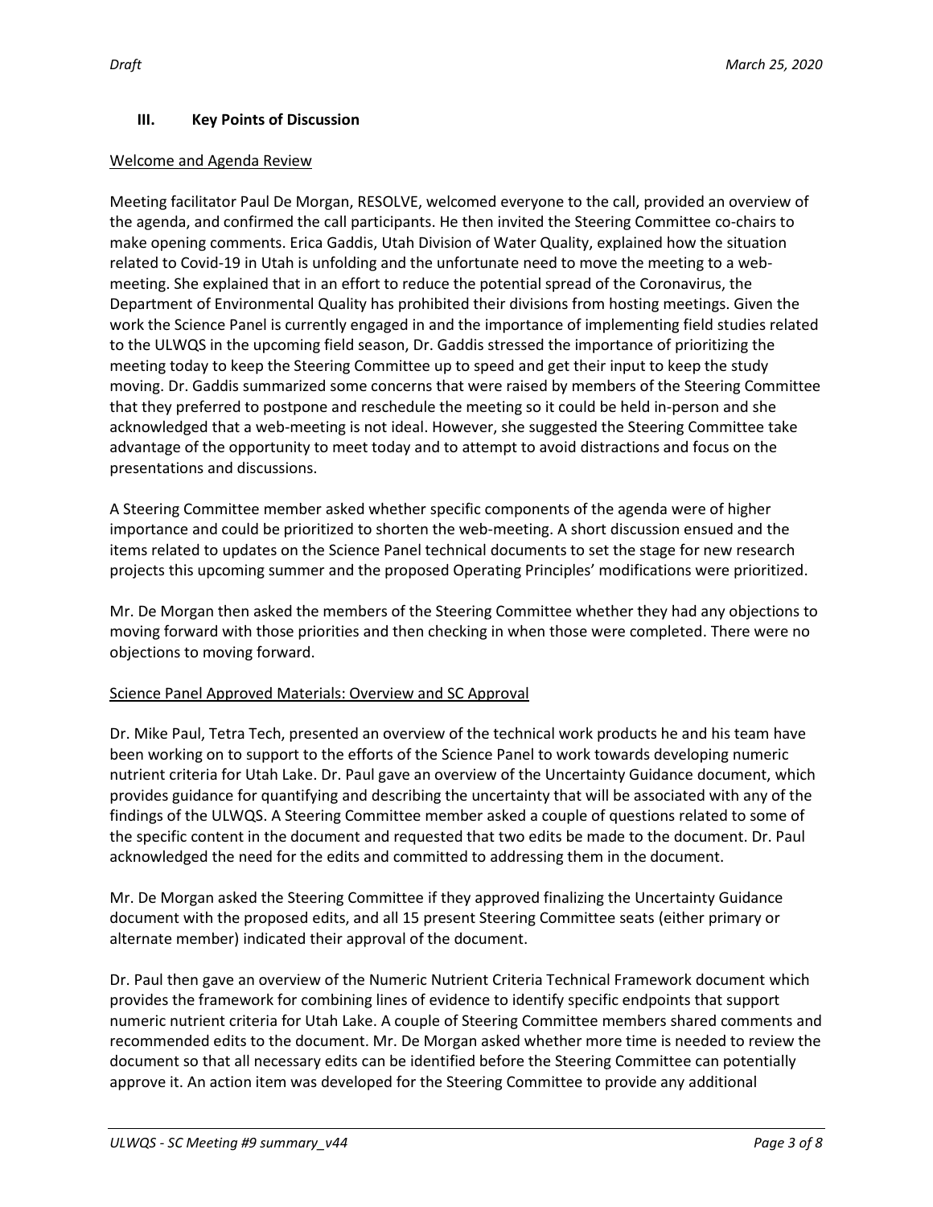### III. Key Points of Discussion

Welcome and Agenda Review

Meeting facilitator Paul De Morgan, RESOLVE, welcomed everyone to the call, provided an overview of the agenda, and confirmed the call participants. He then invited the Steering Committee co-chairs to make opening comments. Erica Gaddis, Utah Division of Water Quality, explained how the situation related to Covid-19 in Utah is unfolding and the unfortunate need to move the meeting to a web-meeting. She explained that in an effort to reduce the potential spread of the Coronavirus, the Department of Environmental Quality has prohibited their divisions from hosting meetings. Given the work the Science Panel is currently engaged in and the importance of implementing field studies related to the ULWQS in the upcoming field season, Dr. Gaddis stressed the importance of prioritizing the meeting today to keep the Steering Committee up to speed and get their input to keep the study moving. Dr. Gaddis summarized some concerns that were raised by members of the Steering Committee that they preferred to postpone and reschedule the meeting so it could be held in-person and she acknowledged that a web-meeting is not ideal. However, she suggested the Steering Committee take advantage of the opportunity to meet today and to attempt to avoid distractions and focus on the presentations and discussions.

A Steering Committee member asked whether specific components of the agenda were of higher importance and could be prioritized to shorten the web-meeting. A short discussion ensued and the items related to updates on the Science Panel technical documents to set the stage for new research projects this upcoming summer and the proposed Operating Principles' modifications were prioritized.

Mr. De Morgan then asked the members of the Steering Committee whether they had any objections to moving forward with those priorities and then checking in when those were completed. There were no objections to moving forward.

Science Panel Approved Materials: Overview and SC Approval

Dr. Mike Paul, Tetra Tech, presented an overview of the technical work products he and his team have been working on to support to the efforts of the Science Panel to work towards developing numeric nutrient criteria for Utah Lake. Dr. Paul gave an overview of the Uncertainty Guidance document, which provides guidance for quantifying and describing the uncertainty that will be associated with any of the findings of the ULWQS. A Steering Committee member asked a couple of questions related to some of the specific content in the document and requested that two edits be made to the document. Dr. Paul acknowledged the need for the edits and committed to addressing them in the document.

Mr. De Morgan asked the Steering Committee if they approved finalizing the Uncertainty Guidance document with the proposed edits, and all 15 present Steering Committee seats (either primary or alternate member) indicated their approval of the document.

Dr. Paul then gave an overview of the Numeric Nutrient Criteria Technical Framework document which provides the framework for combining lines of evidence to identify specific endpoints that support numeric nutrient criteria for Utah Lake. A couple of Steering Committee members shared comments and recommended edits to the document. Mr. De Morgan asked whether more time is needed to review the document so that all necessary edits can be identified before the Steering Committee can potentially approve it. An action item was developed for the Steering Committee to provide any additional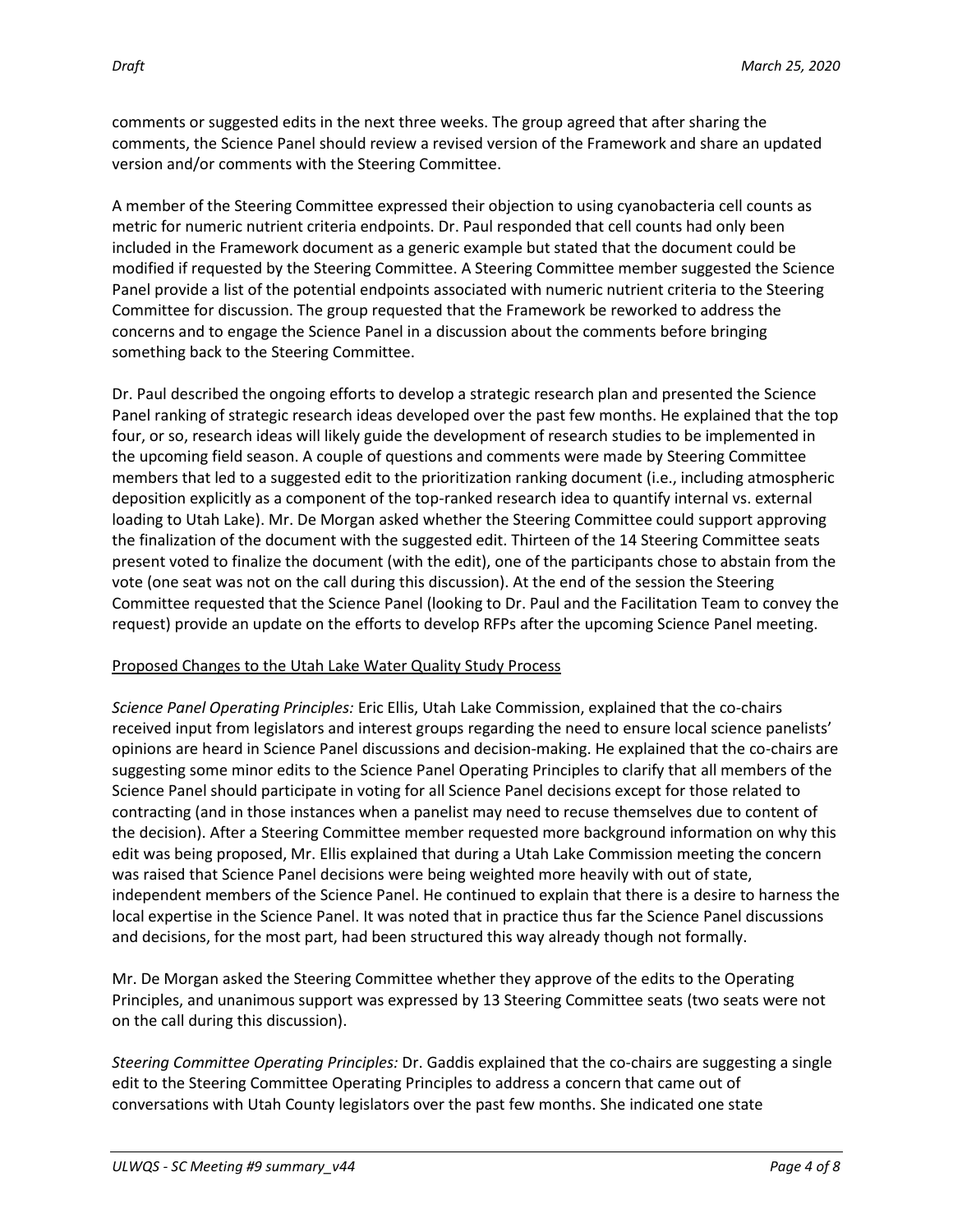comments or suggested edits in the next three weeks. The group agreed that after sharing the comments, the Science Panel should review a revised version of the Framework and share an updated version and/or comments with the Steering Committee.

A member of the Steering Committee expressed their objection to using cyanobacteria cell counts as metric for numeric nutrient criteria endpoints. Dr. Paul responded that cell counts had only been included in the Framework document as a generic example but stated that the document could be modified if requested by the Steering Committee. A Steering Committee member suggested the Science Panel provide a list of the potential endpoints associated with numeric nutrient criteria to the Steering Committee for discussion. The group requested that the Framework be reworked to address the concerns and to engage the Science Panel in a discussion about the comments before bringing something back to the Steering Committee.

Dr. Paul described the ongoing efforts to develop a strategic research plan and presented the Science Panel ranking of strategic research ideas developed over the past few months. He explained that the top four, or so, research ideas will likely guide the development of research studies to be implemented in the upcoming field season. A couple of questions and comments were made by Steering Committee members that led to a suggested edit to the prioritization ranking document (i.e., including atmospheric deposition explicitly as a component of the top-ranked research idea to quantify internal vs. external loading to Utah Lake). Mr. De Morgan asked whether the Steering Committee could support approving the finalization of the document with the suggested edit. Thirteen of the 14 Steering Committee seats present voted to finalize the document (with the edit), one of the participants chose to abstain from the vote (one seat was not on the call during this discussion). At the end of the session the Steering Committee requested that the Science Panel (looking to Dr. Paul and the Facilitation Team to convey the request) provide an update on the efforts to develop RFPs after the upcoming Science Panel meeting.

<u>Proposed Changes to the Utah Lake Water Quality Study Process</u>

*Science Panel Operating Principles:* Eric Ellis, Utah Lake Commission, explained that the co-chairs received input from legislators and interest groups regarding the need to ensure local science panelists' opinions are heard in Science Panel discussions and decision-making. He explained that the co-chairs are suggesting some minor edits to the Science Panel Operating Principles to clarify that all members of the Science Panel should participate in voting for all Science Panel decisions except for those related to contracting (and in those instances when a panelist may need to recuse themselves due to content of the decision). After a Steering Committee member requested more background information on why this edit was being proposed, Mr. Ellis explained that during a Utah Lake Commission meeting the concern was raised that Science Panel decisions were being weighted more heavily with out of state, independent members of the Science Panel. He continued to explain that there is a desire to harness the local expertise in the Science Panel. It was noted that in practice thus far the Science Panel discussions and decisions, for the most part, had been structured this way already though not formally.

Mr. De Morgan asked the Steering Committee whether they approve of the edits to the Operating Principles, and unanimous support was expressed by 13 Steering Committee seats (two seats were not on the call during this discussion).

*Steering Committee Operating Principles:* Dr. Gaddis explained that the co-chairs are suggesting a single edit to the Steering Committee Operating Principles to address a concern that came out of conversations with Utah County legislators over the past few months. She indicated one state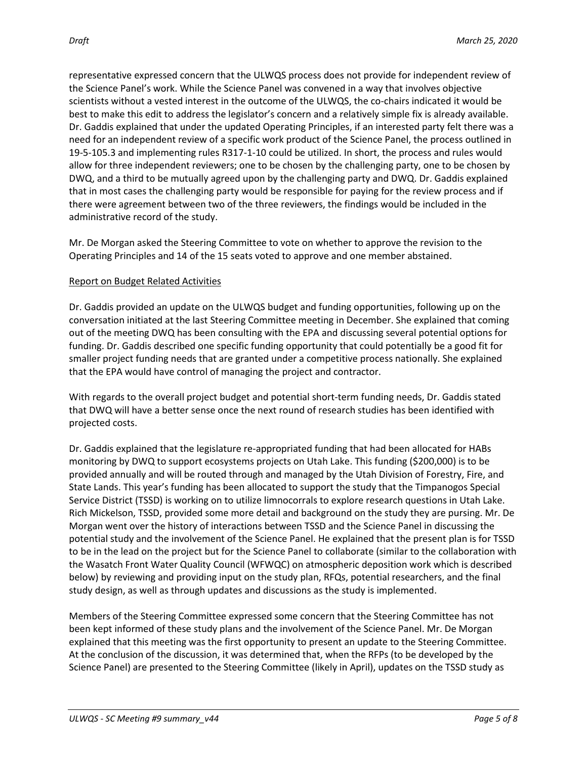representative expressed concern that the ULWQS process does not provide for independent review of the Science Panel's work. While the Science Panel was convened in a way that involves objective scientists without a vested interest in the outcome of the ULWQS, the co-chairs indicated it would be best to make this edit to address the legislator's concern and a relatively simple fix is already available. Dr. Gaddis explained that under the updated Operating Principles, if an interested party felt there was a need for an independent review of a specific work product of the Science Panel, the process outlined in 19-5-105.3 and implementing rules R317-1-10 could be utilized. In short, the process and rules would allow for three independent reviewers; one to be chosen by the challenging party, one to be chosen by DWQ, and a third to be mutually agreed upon by the challenging party and DWQ. Dr. Gaddis explained that in most cases the challenging party would be responsible for paying for the review process and if there were agreement between two of the three reviewers, the findings would be included in the administrative record of the study.

Mr. De Morgan asked the Steering Committee to vote on whether to approve the revision to the Operating Principles and 14 of the 15 seats voted to approve and one member abstained.

Report on Budget Related Activities

Dr. Gaddis provided an update on the ULWQS budget and funding opportunities, following up on the conversation initiated at the last Steering Committee meeting in December. She explained that coming out of the meeting DWQ has been consulting with the EPA and discussing several potential options for funding. Dr. Gaddis described one specific funding opportunity that could potentially be a good fit for smaller project funding needs that are granted under a competitive process nationally. She explained that the EPA would have control of managing the project and contractor.

With regards to the overall project budget and potential short-term funding needs, Dr. Gaddis stated that DWQ will have a better sense once the next round of research studies has been identified with projected costs.

Dr. Gaddis explained that the legislature re-appropriated funding that had been allocated for HABs monitoring by DWQ to support ecosystems projects on Utah Lake. This funding ($200,000) is to be provided annually and will be routed through and managed by the Utah Division of Forestry, Fire, and State Lands. This year's funding has been allocated to support the study that the Timpanogos Special Service District (TSSD) is working on to utilize limnocorrals to explore research questions in Utah Lake. Rich Mickelson, TSSD, provided some more detail and background on the study they are pursing. Mr. De Morgan went over the history of interactions between TSSD and the Science Panel in discussing the potential study and the involvement of the Science Panel. He explained that the present plan is for TSSD to be in the lead on the project but for the Science Panel to collaborate (similar to the collaboration with the Wasatch Front Water Quality Council (WFWQC) on atmospheric deposition work which is described below) by reviewing and providing input on the study plan, RFQs, potential researchers, and the final study design, as well as through updates and discussions as the study is implemented.

Members of the Steering Committee expressed some concern that the Steering Committee has not been kept informed of these study plans and the involvement of the Science Panel. Mr. De Morgan explained that this meeting was the first opportunity to present an update to the Steering Committee. At the conclusion of the discussion, it was determined that, when the RFPs (to be developed by the Science Panel) are presented to the Steering Committee (likely in April), updates on the TSSD study as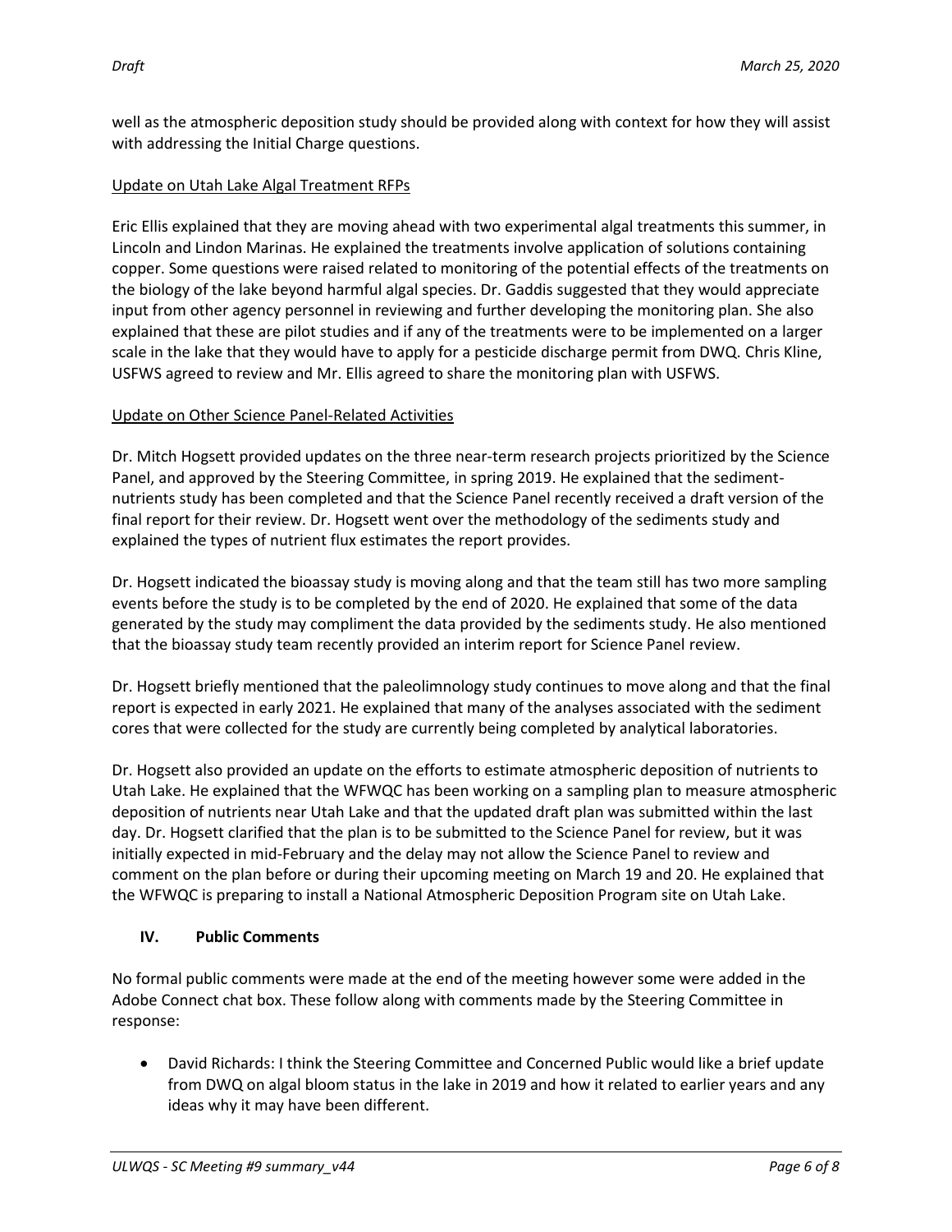well as the atmospheric deposition study should be provided along with context for how they will assist with addressing the Initial Charge questions.

Update on Utah Lake Algal Treatment RFPs

Eric Ellis explained that they are moving ahead with two experimental algal treatments this summer, in Lincoln and Lindon Marinas. He explained the treatments involve application of solutions containing copper. Some questions were raised related to monitoring of the potential effects of the treatments on the biology of the lake beyond harmful algal species. Dr. Gaddis suggested that they would appreciate input from other agency personnel in reviewing and further developing the monitoring plan. She also explained that these are pilot studies and if any of the treatments were to be implemented on a larger scale in the lake that they would have to apply for a pesticide discharge permit from DWQ. Chris Kline, USFWS agreed to review and Mr. Ellis agreed to share the monitoring plan with USFWS.

Update on Other Science Panel-Related Activities

Dr. Mitch Hogsett provided updates on the three near-term research projects prioritized by the Science Panel, and approved by the Steering Committee, in spring 2019. He explained that the sediment-nutrients study has been completed and that the Science Panel recently received a draft version of the final report for their review. Dr. Hogsett went over the methodology of the sediments study and explained the types of nutrient flux estimates the report provides.

Dr. Hogsett indicated the bioassay study is moving along and that the team still has two more sampling events before the study is to be completed by the end of 2020. He explained that some of the data generated by the study may compliment the data provided by the sediments study. He also mentioned that the bioassay study team recently provided an interim report for Science Panel review.

Dr. Hogsett briefly mentioned that the paleolimnology study continues to move along and that the final report is expected in early 2021. He explained that many of the analyses associated with the sediment cores that were collected for the study are currently being completed by analytical laboratories.

Dr. Hogsett also provided an update on the efforts to estimate atmospheric deposition of nutrients to Utah Lake. He explained that the WFWQC has been working on a sampling plan to measure atmospheric deposition of nutrients near Utah Lake and that the updated draft plan was submitted within the last day. Dr. Hogsett clarified that the plan is to be submitted to the Science Panel for review, but it was initially expected in mid-February and the delay may not allow the Science Panel to review and comment on the plan before or during their upcoming meeting on March 19 and 20. He explained that the WFWQC is preparing to install a National Atmospheric Deposition Program site on Utah Lake.

## IV. Public Comments

No formal public comments were made at the end of the meeting however some were added in the Adobe Connect chat box. These follow along with comments made by the Steering Committee in response:

- David Richards: I think the Steering Committee and Concerned Public would like a brief update from DWQ on algal bloom status in the lake in 2019 and how it related to earlier years and any ideas why it may have been different.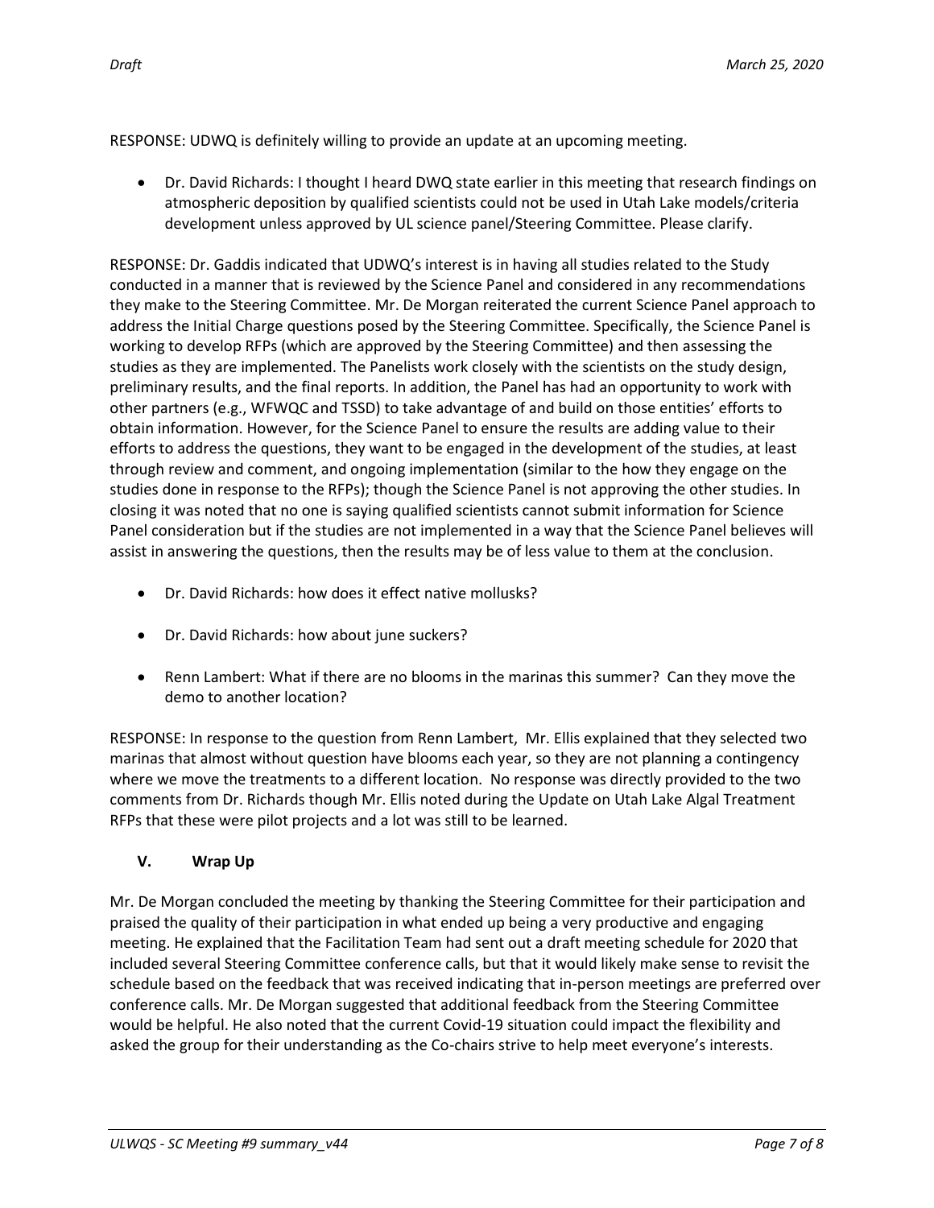RESPONSE: UDWQ is definitely willing to provide an update at an upcoming meeting.

- Dr. David Richards: I thought I heard DWQ state earlier in this meeting that research findings on atmospheric deposition by qualified scientists could not be used in Utah Lake models/criteria development unless approved by UL science panel/Steering Committee. Please clarify.

RESPONSE: Dr. Gaddis indicated that UDWQ's interest is in having all studies related to the Study conducted in a manner that is reviewed by the Science Panel and considered in any recommendations they make to the Steering Committee. Mr. De Morgan reiterated the current Science Panel approach to address the Initial Charge questions posed by the Steering Committee. Specifically, the Science Panel is working to develop RFPs (which are approved by the Steering Committee) and then assessing the studies as they are implemented. The Panelists work closely with the scientists on the study design, preliminary results, and the final reports. In addition, the Panel has had an opportunity to work with other partners (e.g., WFWQC and TSSD) to take advantage of and build on those entities' efforts to obtain information. However, for the Science Panel to ensure the results are adding value to their efforts to address the questions, they want to be engaged in the development of the studies, at least through review and comment, and ongoing implementation (similar to the how they engage on the studies done in response to the RFPs); though the Science Panel is not approving the other studies. In closing it was noted that no one is saying qualified scientists cannot submit information for Science Panel consideration but if the studies are not implemented in a way that the Science Panel believes will assist in answering the questions, then the results may be of less value to them at the conclusion.

- Dr. David Richards: how does it effect native mollusks?

- Dr. David Richards: how about june suckers?

- Renn Lambert: What if there are no blooms in the marinas this summer? Can they move the demo to another location?

RESPONSE: In response to the question from Renn Lambert, Mr. Ellis explained that they selected two marinas that almost without question have blooms each year, so they are not planning a contingency where we move the treatments to a different location. No response was directly provided to the two comments from Dr. Richards though Mr. Ellis noted during the Update on Utah Lake Algal Treatment RFPs that these were pilot projects and a lot was still to be learned.

### V. Wrap Up

Mr. De Morgan concluded the meeting by thanking the Steering Committee for their participation and praised the quality of their participation in what ended up being a very productive and engaging meeting. He explained that the Facilitation Team had sent out a draft meeting schedule for 2020 that included several Steering Committee conference calls, but that it would likely make sense to revisit the schedule based on the feedback that was received indicating that in-person meetings are preferred over conference calls. Mr. De Morgan suggested that additional feedback from the Steering Committee would be helpful. He also noted that the current Covid-19 situation could impact the flexibility and asked the group for their understanding as the Co-chairs strive to help meet everyone's interests.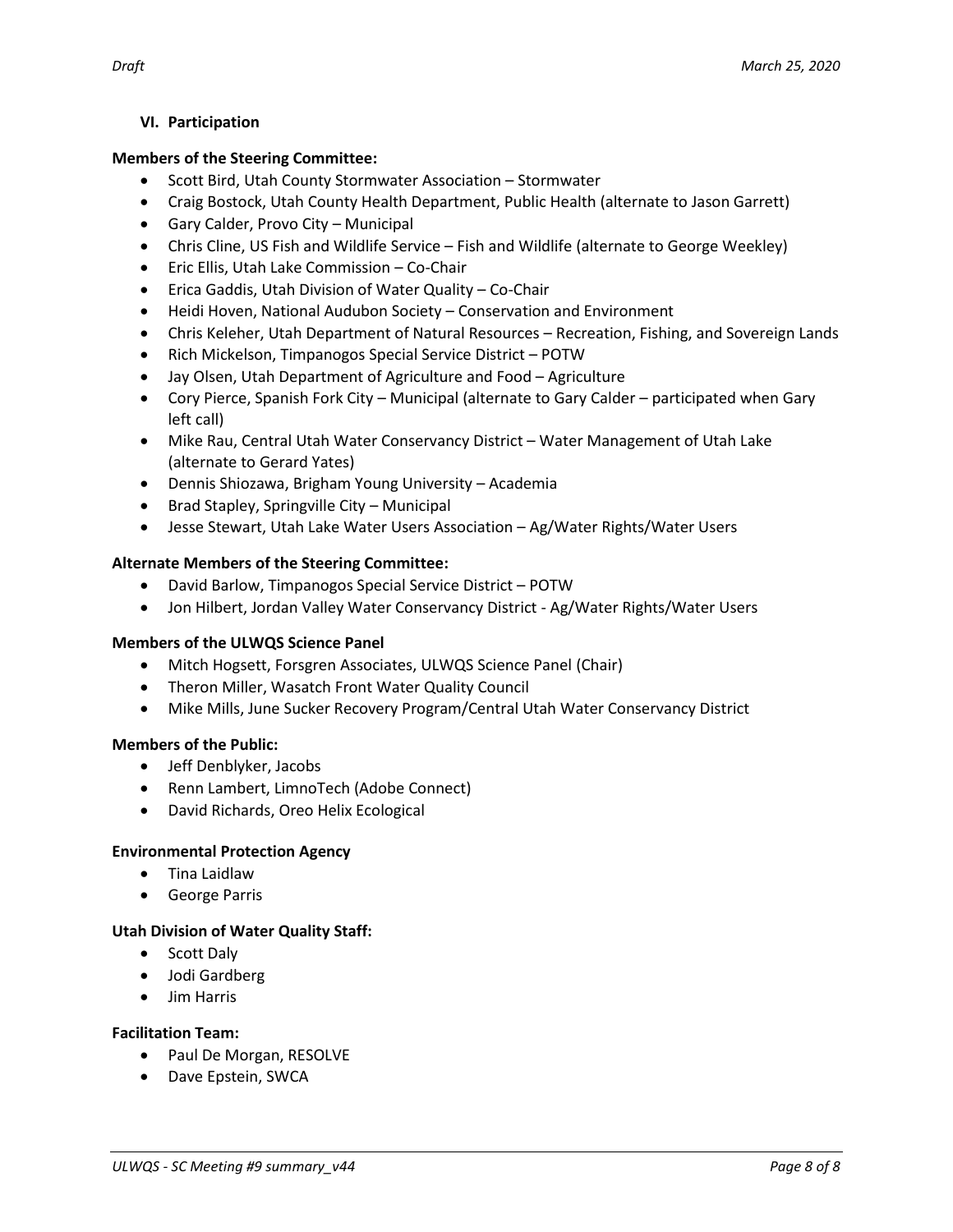### VI. Participation

**Members of the Steering Committee:**

- Scott Bird, Utah County Stormwater Association – Stormwater
- Craig Bostock, Utah County Health Department, Public Health (alternate to Jason Garrett)
- Gary Calder, Provo City – Municipal
- Chris Cline, US Fish and Wildlife Service – Fish and Wildlife (alternate to George Weekley)
- Eric Ellis, Utah Lake Commission – Co-Chair
- Erica Gaddis, Utah Division of Water Quality – Co-Chair
- Heidi Hoven, National Audubon Society – Conservation and Environment
- Chris Keleher, Utah Department of Natural Resources – Recreation, Fishing, and Sovereign Lands
- Rich Mickelson, Timpanogos Special Service District – POTW
- Jay Olsen, Utah Department of Agriculture and Food – Agriculture
- Cory Pierce, Spanish Fork City – Municipal (alternate to Gary Calder – participated when Gary left call)
- Mike Rau, Central Utah Water Conservancy District – Water Management of Utah Lake (alternate to Gerard Yates)
- Dennis Shiozawa, Brigham Young University – Academia
- Brad Stapley, Springville City – Municipal
- Jesse Stewart, Utah Lake Water Users Association – Ag/Water Rights/Water Users

**Alternate Members of the Steering Committee:**

- David Barlow, Timpanogos Special Service District – POTW
- Jon Hilbert, Jordan Valley Water Conservancy District - Ag/Water Rights/Water Users

**Members of the ULWQS Science Panel**

- Mitch Hogsett, Forsgren Associates, ULWQS Science Panel (Chair)
- Theron Miller, Wasatch Front Water Quality Council
- Mike Mills, June Sucker Recovery Program/Central Utah Water Conservancy District

**Members of the Public:**

- Jeff Denblyker, Jacobs
- Renn Lambert, LimnoTech (Adobe Connect)
- David Richards, Oreo Helix Ecological

**Environmental Protection Agency**

- Tina Laidlaw
- George Parris

**Utah Division of Water Quality Staff:**

- Scott Daly
- Jodi Gardberg
- Jim Harris

**Facilitation Team:**

- Paul De Morgan, RESOLVE
- Dave Epstein, SWCA